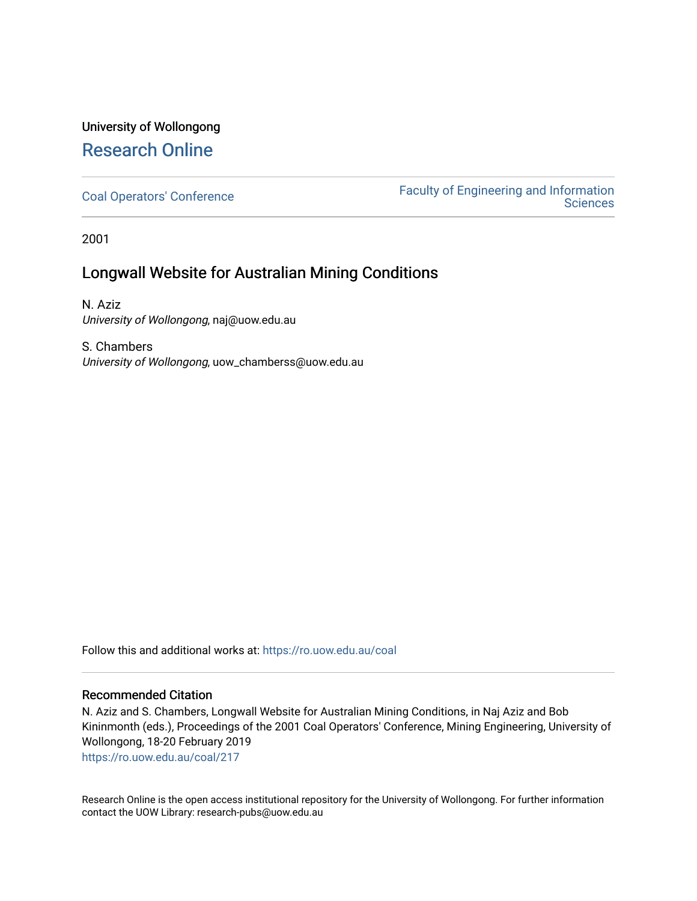University of Wollongong

## Research Online

Coal Operators' Conference | Faculty of Engineering and Information Sciences

2001

# Longwall Website for Australian Mining Conditions

N. Aziz
*University of Wollongong*, naj@uow.edu.au

S. Chambers
*University of Wollongong*, uow_chamberss@uow.edu.au

Follow this and additional works at: https://ro.uow.edu.au/coal

### Recommended Citation

N. Aziz and S. Chambers, Longwall Website for Australian Mining Conditions, in Naj Aziz and Bob Kininmonth (eds.), Proceedings of the 2001 Coal Operators' Conference, Mining Engineering, University of Wollongong, 18-20 February 2019
https://ro.uow.edu.au/coal/217

Research Online is the open access institutional repository for the University of Wollongong. For further information contact the UOW Library: research-pubs@uow.edu.au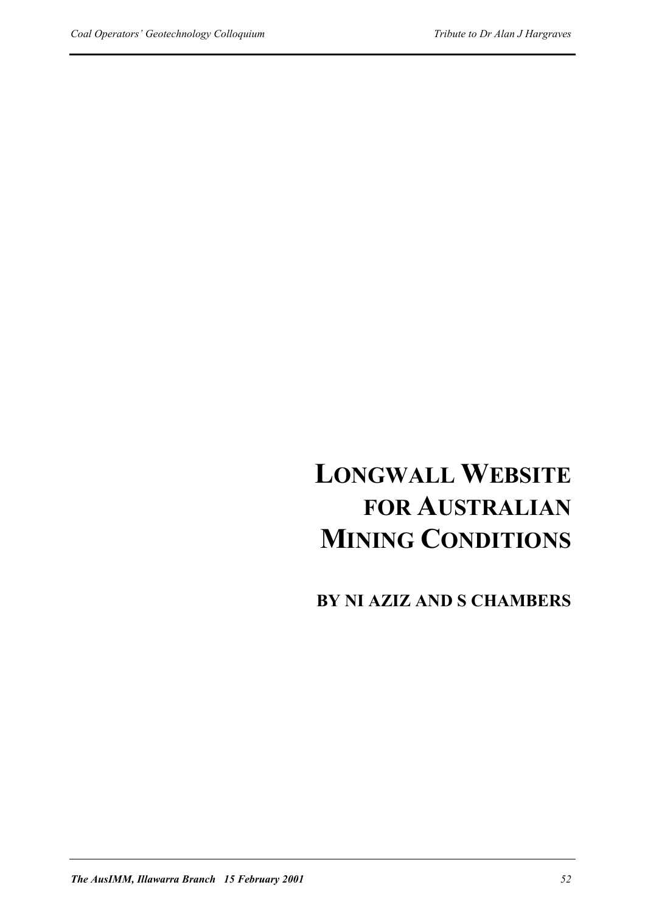# LONGWALL WEBSITE FOR AUSTRALIAN MINING CONDITIONS

**BY NI AZIZ AND S CHAMBERS**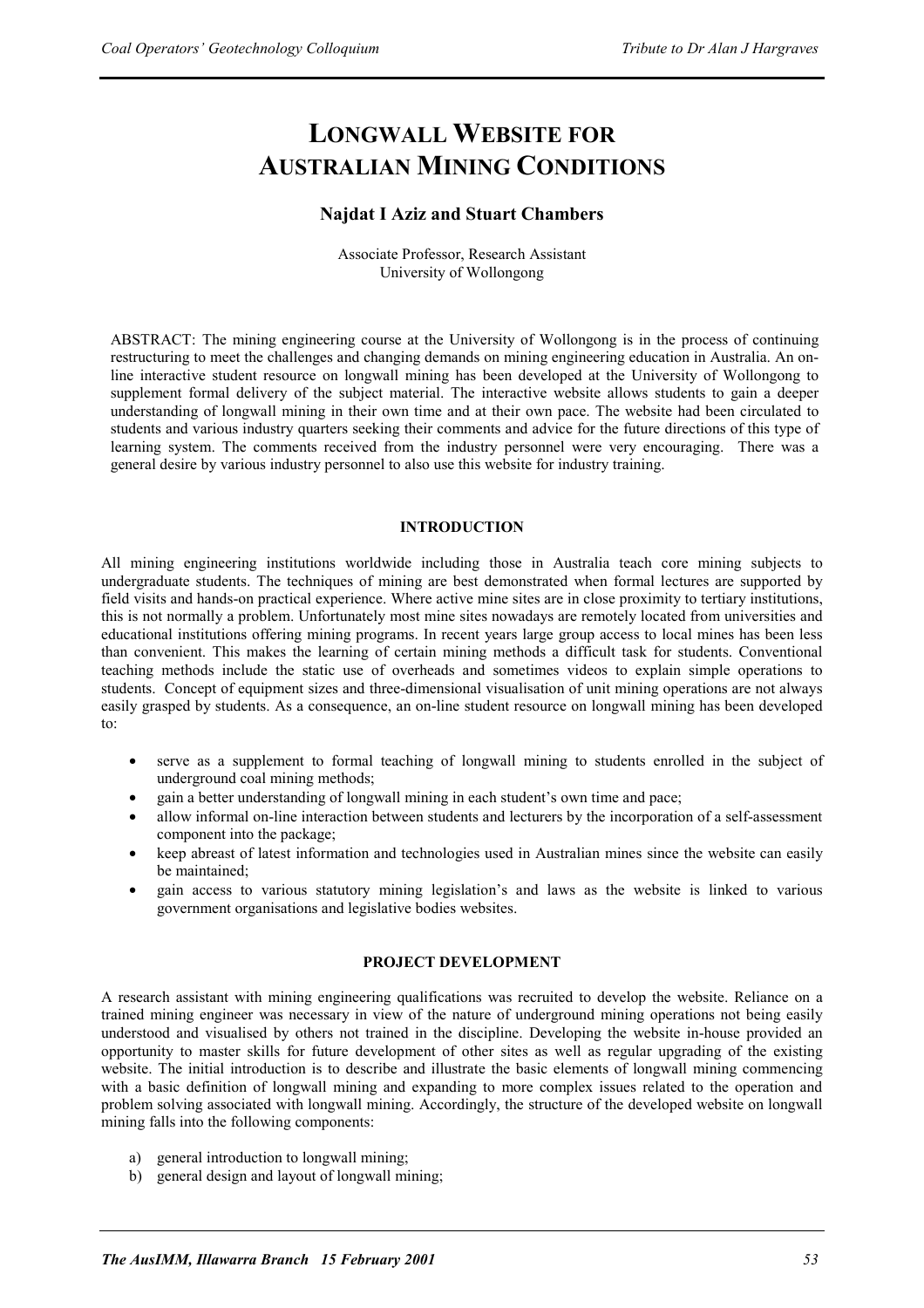# LONGWALL WEBSITE FOR AUSTRALIAN MINING CONDITIONS

### Najdat I Aziz and Stuart Chambers

Associate Professor, Research Assistant
University of Wollongong

ABSTRACT: The mining engineering course at the University of Wollongong is in the process of continuing restructuring to meet the challenges and changing demands on mining engineering education in Australia. An on-line interactive student resource on longwall mining has been developed at the University of Wollongong to supplement formal delivery of the subject material. The interactive website allows students to gain a deeper understanding of longwall mining in their own time and at their own pace. The website had been circulated to students and various industry quarters seeking their comments and advice for the future directions of this type of learning system. The comments received from the industry personnel were very encouraging. There was a general desire by various industry personnel to also use this website for industry training.

## INTRODUCTION

All mining engineering institutions worldwide including those in Australia teach core mining subjects to undergraduate students. The techniques of mining are best demonstrated when formal lectures are supported by field visits and hands-on practical experience. Where active mine sites are in close proximity to tertiary institutions, this is not normally a problem. Unfortunately most mine sites nowadays are remotely located from universities and educational institutions offering mining programs. In recent years large group access to local mines has been less than convenient. This makes the learning of certain mining methods a difficult task for students. Conventional teaching methods include the static use of overheads and sometimes videos to explain simple operations to students. Concept of equipment sizes and three-dimensional visualisation of unit mining operations are not always easily grasped by students. As a consequence, an on-line student resource on longwall mining has been developed to:

- serve as a supplement to formal teaching of longwall mining to students enrolled in the subject of underground coal mining methods;
- gain a better understanding of longwall mining in each student's own time and pace;
- allow informal on-line interaction between students and lecturers by the incorporation of a self-assessment component into the package;
- keep abreast of latest information and technologies used in Australian mines since the website can easily be maintained;
- gain access to various statutory mining legislation's and laws as the website is linked to various government organisations and legislative bodies websites.

## PROJECT DEVELOPMENT

A research assistant with mining engineering qualifications was recruited to develop the website. Reliance on a trained mining engineer was necessary in view of the nature of underground mining operations not being easily understood and visualised by others not trained in the discipline. Developing the website in-house provided an opportunity to master skills for future development of other sites as well as regular upgrading of the existing website. The initial introduction is to describe and illustrate the basic elements of longwall mining commencing with a basic definition of longwall mining and expanding to more complex issues related to the operation and problem solving associated with longwall mining. Accordingly, the structure of the developed website on longwall mining falls into the following components:

a) general introduction to longwall mining;
b) general design and layout of longwall mining;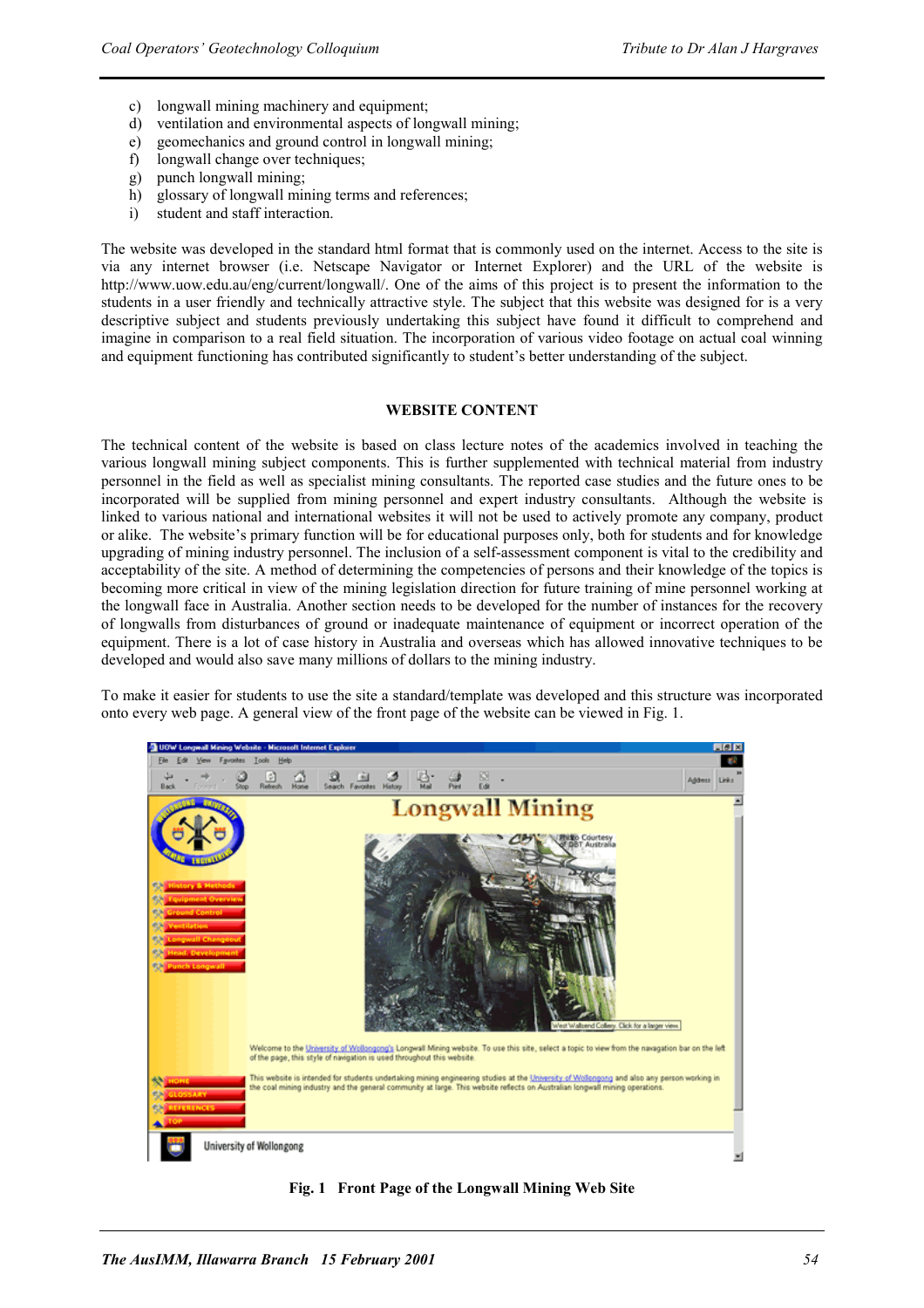c) longwall mining machinery and equipment;
d) ventilation and environmental aspects of longwall mining;
e) geomechanics and ground control in longwall mining;
f) longwall change over techniques;
g) punch longwall mining;
h) glossary of longwall mining terms and references;
i) student and staff interaction.

The website was developed in the standard html format that is commonly used on the internet. Access to the site is via any internet browser (i.e. Netscape Navigator or Internet Explorer) and the URL of the website is http://www.uow.edu.au/eng/current/longwall/. One of the aims of this project is to present the information to the students in a user friendly and technically attractive style. The subject that this website was designed for is a very descriptive subject and students previously undertaking this subject have found it difficult to comprehend and imagine in comparison to a real field situation. The incorporation of various video footage on actual coal winning and equipment functioning has contributed significantly to student's better understanding of the subject.

## WEBSITE CONTENT

The technical content of the website is based on class lecture notes of the academics involved in teaching the various longwall mining subject components. This is further supplemented with technical material from industry personnel in the field as well as specialist mining consultants. The reported case studies and the future ones to be incorporated will be supplied from mining personnel and expert industry consultants. Although the website is linked to various national and international websites it will not be used to actively promote any company, product or alike. The website's primary function will be for educational purposes only, both for students and for knowledge upgrading of mining industry personnel. The inclusion of a self-assessment component is vital to the credibility and acceptability of the site. A method of determining the competencies of persons and their knowledge of the topics is becoming more critical in view of the mining legislation direction for future training of mine personnel working at the longwall face in Australia. Another section needs to be developed for the number of instances for the recovery of longwalls from disturbances of ground or inadequate maintenance of equipment or incorrect operation of the equipment. There is a lot of case history in Australia and overseas which has allowed innovative techniques to be developed and would also save many millions of dollars to the mining industry.

To make it easier for students to use the site a standard/template was developed and this structure was incorporated onto every web page. A general view of the front page of the website can be viewed in Fig. 1.

**Fig. 1 Front Page of the Longwall Mining Web Site**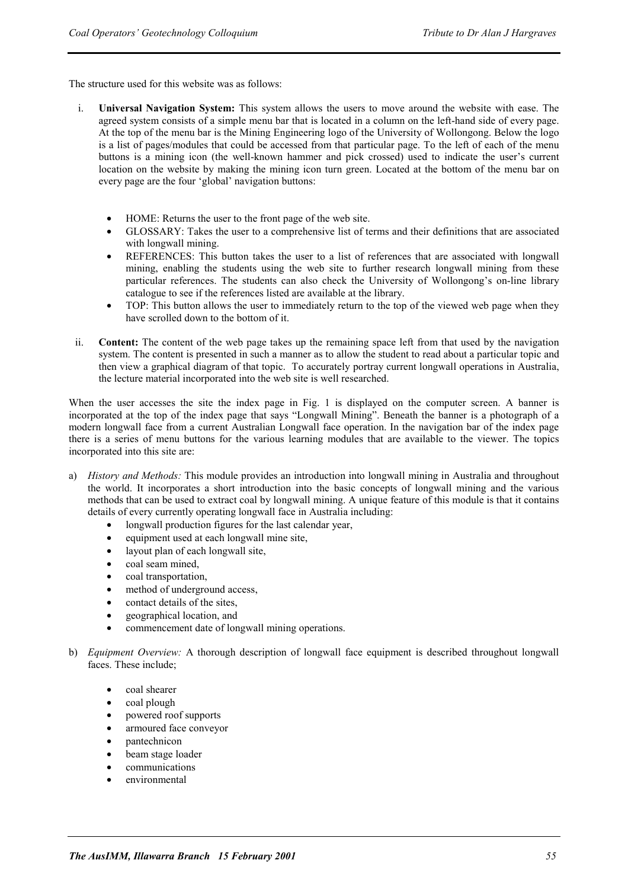The structure used for this website was as follows:

i. **Universal Navigation System:** This system allows the users to move around the website with ease. The agreed system consists of a simple menu bar that is located in a column on the left-hand side of every page. At the top of the menu bar is the Mining Engineering logo of the University of Wollongong. Below the logo is a list of pages/modules that could be accessed from that particular page. To the left of each of the menu buttons is a mining icon (the well-known hammer and pick crossed) used to indicate the user's current location on the website by making the mining icon turn green. Located at the bottom of the menu bar on every page are the four 'global' navigation buttons:

   - HOME: Returns the user to the front page of the web site.
   - GLOSSARY: Takes the user to a comprehensive list of terms and their definitions that are associated with longwall mining.
   - REFERENCES: This button takes the user to a list of references that are associated with longwall mining, enabling the students using the web site to further research longwall mining from these particular references. The students can also check the University of Wollongong's on-line library catalogue to see if the references listed are available at the library.
   - TOP: This button allows the user to immediately return to the top of the viewed web page when they have scrolled down to the bottom of it.

ii. **Content:** The content of the web page takes up the remaining space left from that used by the navigation system. The content is presented in such a manner as to allow the student to read about a particular topic and then view a graphical diagram of that topic. To accurately portray current longwall operations in Australia, the lecture material incorporated into the web site is well researched.

When the user accesses the site the index page in Fig. 1 is displayed on the computer screen. A banner is incorporated at the top of the index page that says "Longwall Mining". Beneath the banner is a photograph of a modern longwall face from a current Australian Longwall face operation. In the navigation bar of the index page there is a series of menu buttons for the various learning modules that are available to the viewer. The topics incorporated into this site are:

a) *History and Methods:* This module provides an introduction into longwall mining in Australia and throughout the world. It incorporates a short introduction into the basic concepts of longwall mining and the various methods that can be used to extract coal by longwall mining. A unique feature of this module is that it contains details of every currently operating longwall face in Australia including:
   - longwall production figures for the last calendar year,
   - equipment used at each longwall mine site,
   - layout plan of each longwall site,
   - coal seam mined,
   - coal transportation,
   - method of underground access,
   - contact details of the sites,
   - geographical location, and
   - commencement date of longwall mining operations.

b) *Equipment Overview:* A thorough description of longwall face equipment is described throughout longwall faces. These include;

   - coal shearer
   - coal plough
   - powered roof supports
   - armoured face conveyor
   - pantechnicon
   - beam stage loader
   - communications
   - environmental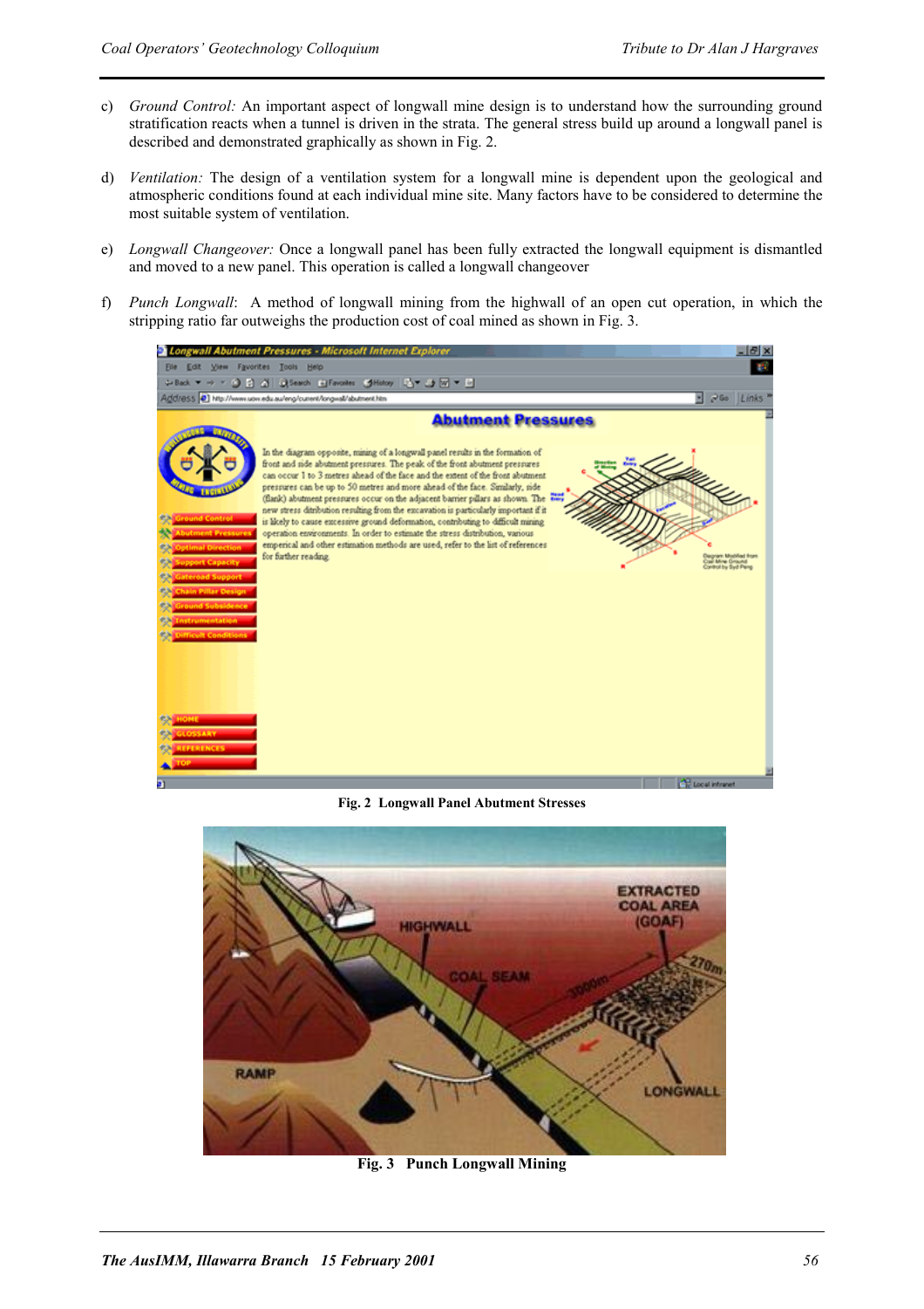c) *Ground Control:* An important aspect of longwall mine design is to understand how the surrounding ground stratification reacts when a tunnel is driven in the strata. The general stress build up around a longwall panel is described and demonstrated graphically as shown in Fig. 2.

d) *Ventilation:* The design of a ventilation system for a longwall mine is dependent upon the geological and atmospheric conditions found at each individual mine site. Many factors have to be considered to determine the most suitable system of ventilation.

e) *Longwall Changeover:* Once a longwall panel has been fully extracted the longwall equipment is dismantled and moved to a new panel. This operation is called a longwall changeover

f) *Punch Longwall*: A method of longwall mining from the highwall of an open cut operation, in which the stripping ratio far outweighs the production cost of coal mined as shown in Fig. 3.

**Fig. 2 Longwall Panel Abutment Stresses**

**Fig. 3 Punch Longwall Mining**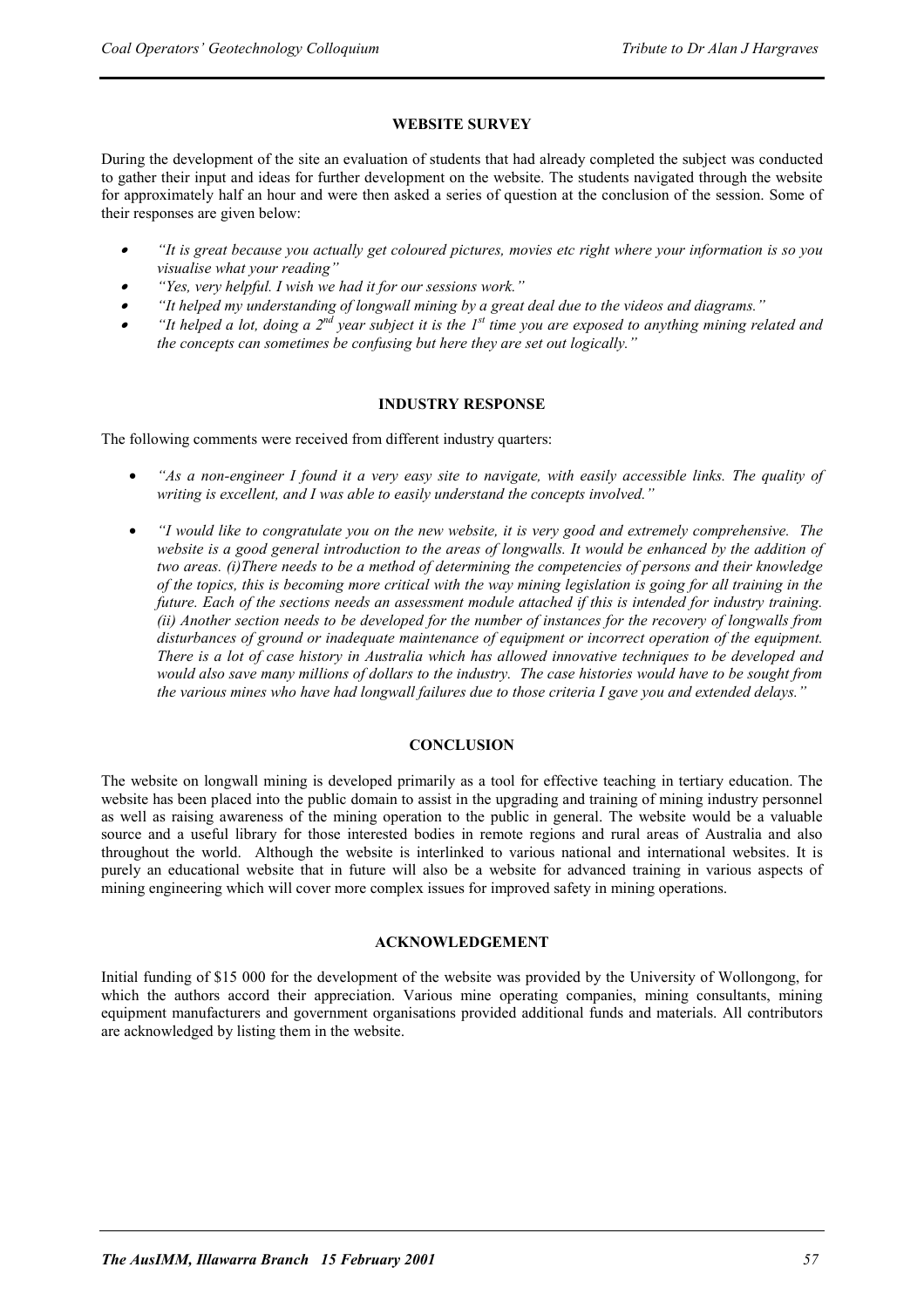## WEBSITE SURVEY

During the development of the site an evaluation of students that had already completed the subject was conducted to gather their input and ideas for further development on the website. The students navigated through the website for approximately half an hour and were then asked a series of question at the conclusion of the session. Some of their responses are given below:

- *"It is great because you actually get coloured pictures, movies etc right where your information is so you visualise what your reading"*
- *"Yes, very helpful. I wish we had it for our sessions work."*
- *"It helped my understanding of longwall mining by a great deal due to the videos and diagrams."*
- *"It helped a lot, doing a 2nd year subject it is the 1st time you are exposed to anything mining related and the concepts can sometimes be confusing but here they are set out logically."*

## INDUSTRY RESPONSE

The following comments were received from different industry quarters:

- *"As a non-engineer I found it a very easy site to navigate, with easily accessible links. The quality of writing is excellent, and I was able to easily understand the concepts involved."*
- *"I would like to congratulate you on the new website, it is very good and extremely comprehensive. The website is a good general introduction to the areas of longwalls. It would be enhanced by the addition of two areas. (i)There needs to be a method of determining the competencies of persons and their knowledge of the topics, this is becoming more critical with the way mining legislation is going for all training in the future. Each of the sections needs an assessment module attached if this is intended for industry training. (ii) Another section needs to be developed for the number of instances for the recovery of longwalls from disturbances of ground or inadequate maintenance of equipment or incorrect operation of the equipment. There is a lot of case history in Australia which has allowed innovative techniques to be developed and would also save many millions of dollars to the industry. The case histories would have to be sought from the various mines who have had longwall failures due to those criteria I gave you and extended delays."*

## CONCLUSION

The website on longwall mining is developed primarily as a tool for effective teaching in tertiary education. The website has been placed into the public domain to assist in the upgrading and training of mining industry personnel as well as raising awareness of the mining operation to the public in general. The website would be a valuable source and a useful library for those interested bodies in remote regions and rural areas of Australia and also throughout the world. Although the website is interlinked to various national and international websites. It is purely an educational website that in future will also be a website for advanced training in various aspects of mining engineering which will cover more complex issues for improved safety in mining operations.

## ACKNOWLEDGEMENT

Initial funding of $15 000 for the development of the website was provided by the University of Wollongong, for which the authors accord their appreciation. Various mine operating companies, mining consultants, mining equipment manufacturers and government organisations provided additional funds and materials. All contributors are acknowledged by listing them in the website.